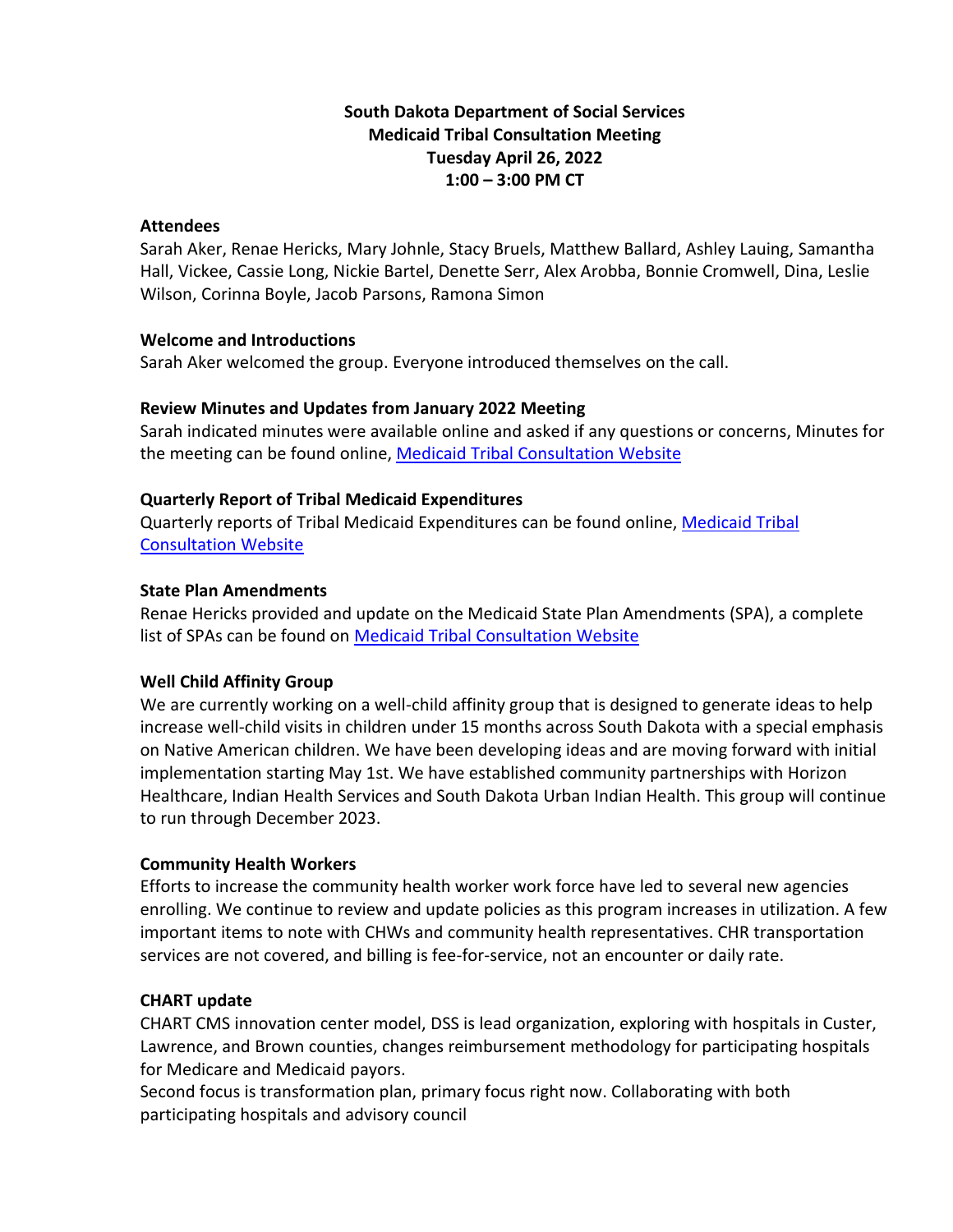**South Dakota Department of Social Services**
**Medicaid Tribal Consultation Meeting**
**Tuesday April 26, 2022**
**1:00 – 3:00 PM CT**

### Attendees

Sarah Aker, Renae Hericks, Mary Johnle, Stacy Bruels, Matthew Ballard, Ashley Lauing, Samantha Hall, Vickee, Cassie Long, Nickie Bartel, Denette Serr, Alex Arobba, Bonnie Cromwell, Dina, Leslie Wilson, Corinna Boyle, Jacob Parsons, Ramona Simon

### Welcome and Introductions

Sarah Aker welcomed the group. Everyone introduced themselves on the call.

### Review Minutes and Updates from January 2022 Meeting

Sarah indicated minutes were available online and asked if any questions or concerns, Minutes for the meeting can be found online, Medicaid Tribal Consultation Website

### Quarterly Report of Tribal Medicaid Expenditures

Quarterly reports of Tribal Medicaid Expenditures can be found online, Medicaid Tribal Consultation Website

### State Plan Amendments

Renae Hericks provided and update on the Medicaid State Plan Amendments (SPA), a complete list of SPAs can be found on Medicaid Tribal Consultation Website

### Well Child Affinity Group

We are currently working on a well-child affinity group that is designed to generate ideas to help increase well-child visits in children under 15 months across South Dakota with a special emphasis on Native American children. We have been developing ideas and are moving forward with initial implementation starting May 1st. We have established community partnerships with Horizon Healthcare, Indian Health Services and South Dakota Urban Indian Health. This group will continue to run through December 2023.

### Community Health Workers

Efforts to increase the community health worker work force have led to several new agencies enrolling. We continue to review and update policies as this program increases in utilization. A few important items to note with CHWs and community health representatives. CHR transportation services are not covered, and billing is fee-for-service, not an encounter or daily rate.

### CHART update

CHART CMS innovation center model, DSS is lead organization, exploring with hospitals in Custer, Lawrence, and Brown counties, changes reimbursement methodology for participating hospitals for Medicare and Medicaid payors.

Second focus is transformation plan, primary focus right now. Collaborating with both participating hospitals and advisory council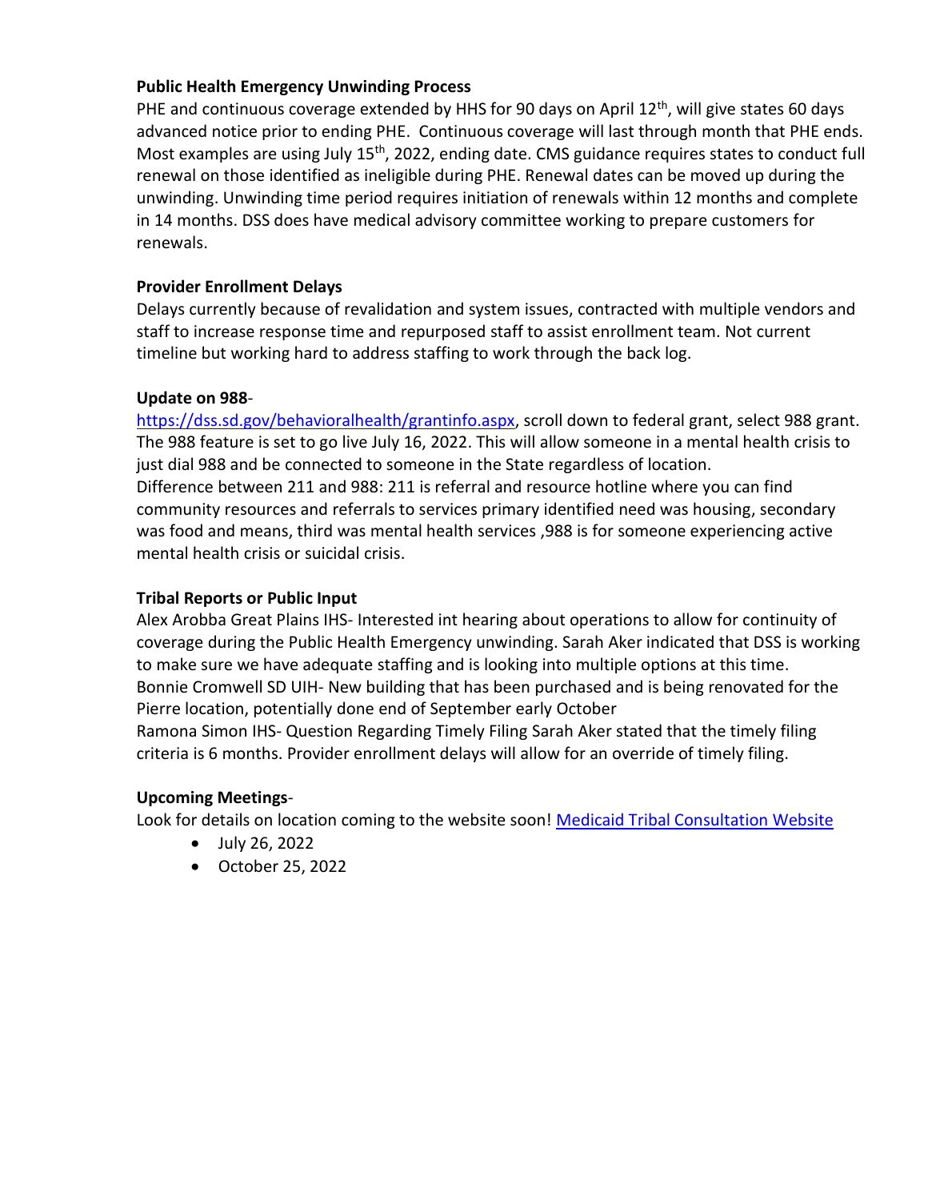**Public Health Emergency Unwinding Process**

PHE and continuous coverage extended by HHS for 90 days on April 12th, will give states 60 days advanced notice prior to ending PHE. Continuous coverage will last through month that PHE ends. Most examples are using July 15th, 2022, ending date. CMS guidance requires states to conduct full renewal on those identified as ineligible during PHE. Renewal dates can be moved up during the unwinding. Unwinding time period requires initiation of renewals within 12 months and complete in 14 months. DSS does have medical advisory committee working to prepare customers for renewals.

**Provider Enrollment Delays**

Delays currently because of revalidation and system issues, contracted with multiple vendors and staff to increase response time and repurposed staff to assist enrollment team. Not current timeline but working hard to address staffing to work through the back log.

**Update on 988**-

[https://dss.sd.gov/behavioralhealth/grantinfo.aspx](https://dss.sd.gov/behavioralhealth/grantinfo.aspx), scroll down to federal grant, select 988 grant. The 988 feature is set to go live July 16, 2022. This will allow someone in a mental health crisis to just dial 988 and be connected to someone in the State regardless of location.

Difference between 211 and 988: 211 is referral and resource hotline where you can find community resources and referrals to services primary identified need was housing, secondary was food and means, third was mental health services ,988 is for someone experiencing active mental health crisis or suicidal crisis.

**Tribal Reports or Public Input**

Alex Arobba Great Plains IHS- Interested int hearing about operations to allow for continuity of coverage during the Public Health Emergency unwinding. Sarah Aker indicated that DSS is working to make sure we have adequate staffing and is looking into multiple options at this time.

Bonnie Cromwell SD UIH- New building that has been purchased and is being renovated for the Pierre location, potentially done end of September early October

Ramona Simon IHS- Question Regarding Timely Filing Sarah Aker stated that the timely filing criteria is 6 months. Provider enrollment delays will allow for an override of timely filing.

**Upcoming Meetings**-

Look for details on location coming to the website soon! Medicaid Tribal Consultation Website

- July 26, 2022
- October 25, 2022